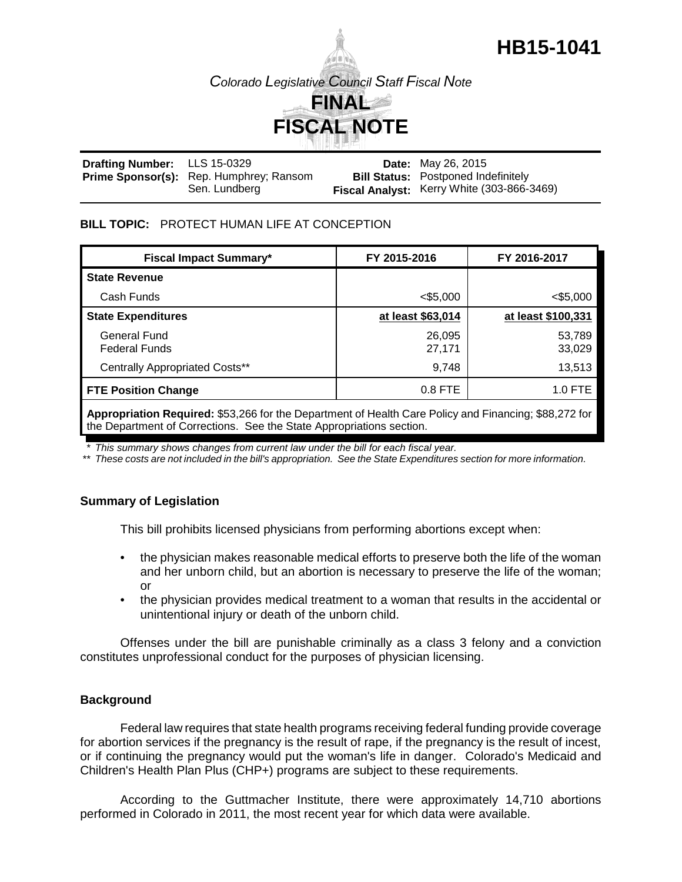# HB15-1041

*Colorado Legislative Council Staff Fiscal Note*

## FINAL FISCAL NOTE

**Drafting Number:** LLS 15-0329
**Prime Sponsor(s):** Rep. Humphrey; Ransom
Sen. Lundberg

**Date:** May 26, 2015
**Bill Status:** Postponed Indefinitely
**Fiscal Analyst:** Kerry White (303-866-3469)

**BILL TOPIC:** PROTECT HUMAN LIFE AT CONCEPTION

| Fiscal Impact Summary* | FY 2015-2016 | FY 2016-2017 |
|---|---|---|
| **State Revenue** | | |
| Cash Funds | <$5,000 | <$5,000 |
| **State Expenditures** | **at least $63,014** | **at least $100,331** |
| General Fund | 26,095 | 53,789 |
| Federal Funds | 27,171 | 33,029 |
| Centrally Appropriated Costs** | 9,748 | 13,513 |
| **FTE Position Change** | 0.8 FTE | 1.0 FTE |
| **Appropriation Required:** $53,266 for the Department of Health Care Policy and Financing; $88,272 for the Department of Corrections. See the State Appropriations section. | | |

*\* This summary shows changes from current law under the bill for each fiscal year.*
*\*\* These costs are not included in the bill's appropriation. See the State Expenditures section for more information.*

### Summary of Legislation

This bill prohibits licensed physicians from performing abortions except when:

- the physician makes reasonable medical efforts to preserve both the life of the woman and her unborn child, but an abortion is necessary to preserve the life of the woman; or
- the physician provides medical treatment to a woman that results in the accidental or unintentional injury or death of the unborn child.

Offenses under the bill are punishable criminally as a class 3 felony and a conviction constitutes unprofessional conduct for the purposes of physician licensing.

### Background

Federal law requires that state health programs receiving federal funding provide coverage for abortion services if the pregnancy is the result of rape, if the pregnancy is the result of incest, or if continuing the pregnancy would put the woman's life in danger. Colorado's Medicaid and Children's Health Plan Plus (CHP+) programs are subject to these requirements.

According to the Guttmacher Institute, there were approximately 14,710 abortions performed in Colorado in 2011, the most recent year for which data were available.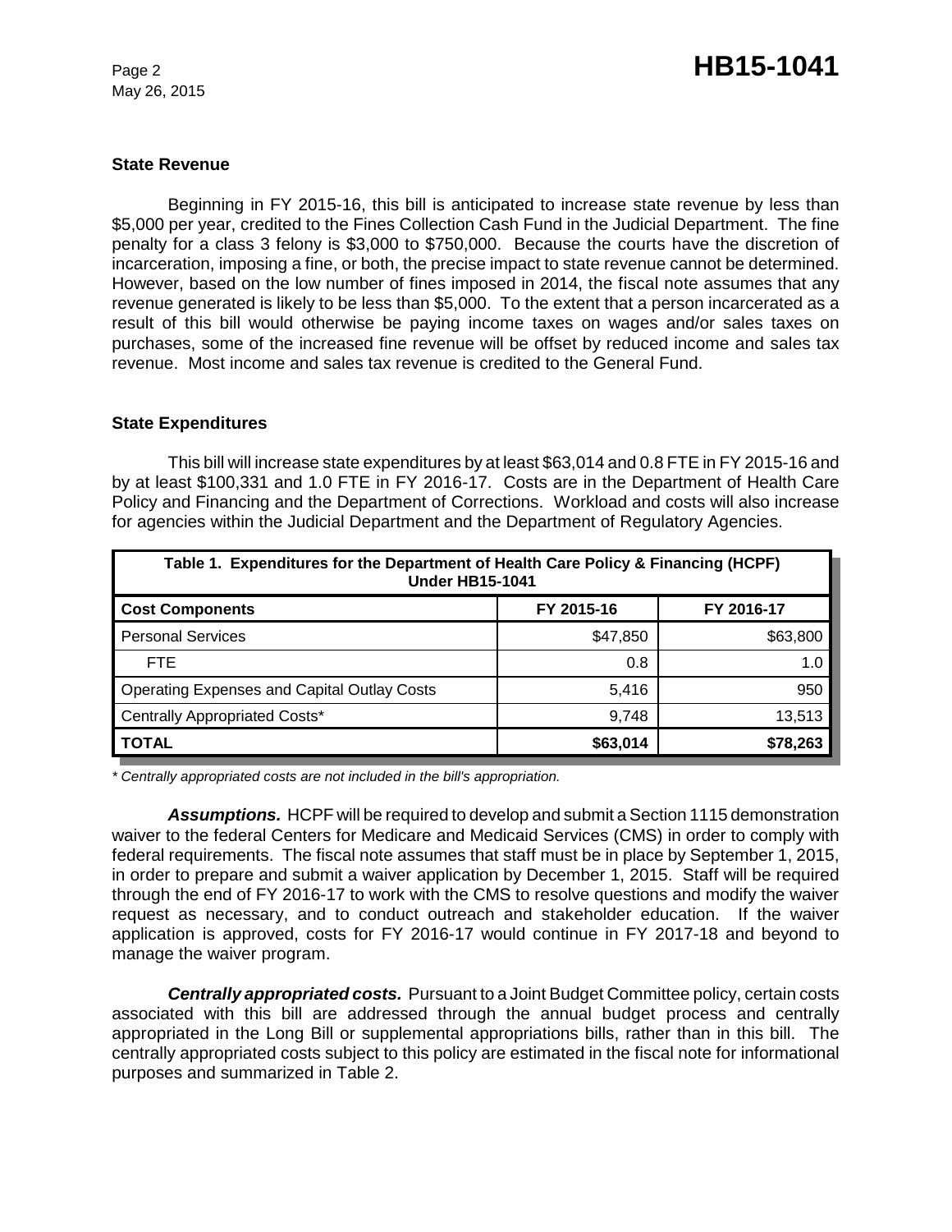### State Revenue

Beginning in FY 2015-16, this bill is anticipated to increase state revenue by less than $5,000 per year, credited to the Fines Collection Cash Fund in the Judicial Department. The fine penalty for a class 3 felony is $3,000 to $750,000. Because the courts have the discretion of incarceration, imposing a fine, or both, the precise impact to state revenue cannot be determined. However, based on the low number of fines imposed in 2014, the fiscal note assumes that any revenue generated is likely to be less than $5,000. To the extent that a person incarcerated as a result of this bill would otherwise be paying income taxes on wages and/or sales taxes on purchases, some of the increased fine revenue will be offset by reduced income and sales tax revenue. Most income and sales tax revenue is credited to the General Fund.

### State Expenditures

This bill will increase state expenditures by at least $63,014 and 0.8 FTE in FY 2015-16 and by at least $100,331 and 1.0 FTE in FY 2016-17. Costs are in the Department of Health Care Policy and Financing and the Department of Corrections. Workload and costs will also increase for agencies within the Judicial Department and the Department of Regulatory Agencies.

| Table 1. Expenditures for the Department of Health Care Policy & Financing (HCPF) Under HB15-1041 | | |
|---|---|---|
| **Cost Components** | **FY 2015-16** | **FY 2016-17** |
| Personal Services | $47,850 | $63,800 |
| FTE | 0.8 | 1.0 |
| Operating Expenses and Capital Outlay Costs | 5,416 | 950 |
| Centrally Appropriated Costs* | 9,748 | 13,513 |
| **TOTAL** | **$63,014** | **$78,263** |

*\* Centrally appropriated costs are not included in the bill's appropriation.*

***Assumptions.*** HCPF will be required to develop and submit a Section 1115 demonstration waiver to the federal Centers for Medicare and Medicaid Services (CMS) in order to comply with federal requirements. The fiscal note assumes that staff must be in place by September 1, 2015, in order to prepare and submit a waiver application by December 1, 2015. Staff will be required through the end of FY 2016-17 to work with the CMS to resolve questions and modify the waiver request as necessary, and to conduct outreach and stakeholder education. If the waiver application is approved, costs for FY 2016-17 would continue in FY 2017-18 and beyond to manage the waiver program.

***Centrally appropriated costs.*** Pursuant to a Joint Budget Committee policy, certain costs associated with this bill are addressed through the annual budget process and centrally appropriated in the Long Bill or supplemental appropriations bills, rather than in this bill. The centrally appropriated costs subject to this policy are estimated in the fiscal note for informational purposes and summarized in Table 2.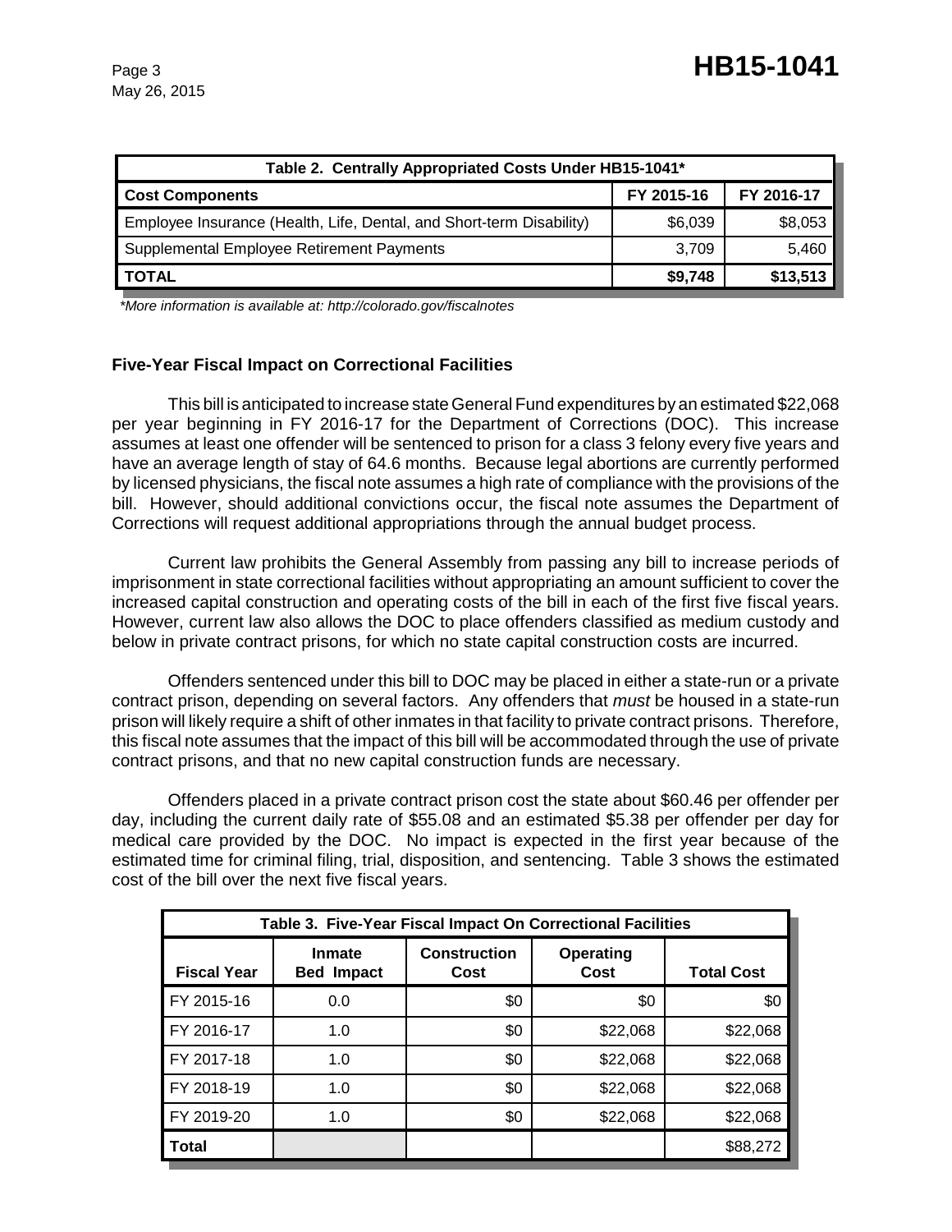| Table 2. Centrally Appropriated Costs Under HB15-1041* | | |
|---|---|---|
| **Cost Components** | **FY 2015-16** | **FY 2016-17** |
| Employee Insurance (Health, Life, Dental, and Short-term Disability) | $6,039 | $8,053 |
| Supplemental Employee Retirement Payments | 3,709 | 5,460 |
| **TOTAL** | **$9,748** | **$13,513** |

*\*More information is available at: http://colorado.gov/fiscalnotes*

### Five-Year Fiscal Impact on Correctional Facilities

This bill is anticipated to increase state General Fund expenditures by an estimated $22,068 per year beginning in FY 2016-17 for the Department of Corrections (DOC). This increase assumes at least one offender will be sentenced to prison for a class 3 felony every five years and have an average length of stay of 64.6 months. Because legal abortions are currently performed by licensed physicians, the fiscal note assumes a high rate of compliance with the provisions of the bill. However, should additional convictions occur, the fiscal note assumes the Department of Corrections will request additional appropriations through the annual budget process.

Current law prohibits the General Assembly from passing any bill to increase periods of imprisonment in state correctional facilities without appropriating an amount sufficient to cover the increased capital construction and operating costs of the bill in each of the first five fiscal years. However, current law also allows the DOC to place offenders classified as medium custody and below in private contract prisons, for which no state capital construction costs are incurred.

Offenders sentenced under this bill to DOC may be placed in either a state-run or a private contract prison, depending on several factors. Any offenders that *must* be housed in a state-run prison will likely require a shift of other inmates in that facility to private contract prisons. Therefore, this fiscal note assumes that the impact of this bill will be accommodated through the use of private contract prisons, and that no new capital construction funds are necessary.

Offenders placed in a private contract prison cost the state about $60.46 per offender per day, including the current daily rate of $55.08 and an estimated $5.38 per offender per day for medical care provided by the DOC. No impact is expected in the first year because of the estimated time for criminal filing, trial, disposition, and sentencing. Table 3 shows the estimated cost of the bill over the next five fiscal years.

| Table 3. Five-Year Fiscal Impact On Correctional Facilities | | | | |
|---|---|---|---|---|
| **Fiscal Year** | **Inmate Bed Impact** | **Construction Cost** | **Operating Cost** | **Total Cost** |
| FY 2015-16 | 0.0 | $0 | $0 | $0 |
| FY 2016-17 | 1.0 | $0 | $22,068 | $22,068 |
| FY 2017-18 | 1.0 | $0 | $22,068 | $22,068 |
| FY 2018-19 | 1.0 | $0 | $22,068 | $22,068 |
| FY 2019-20 | 1.0 | $0 | $22,068 | $22,068 |
| **Total** | | | | $88,272 |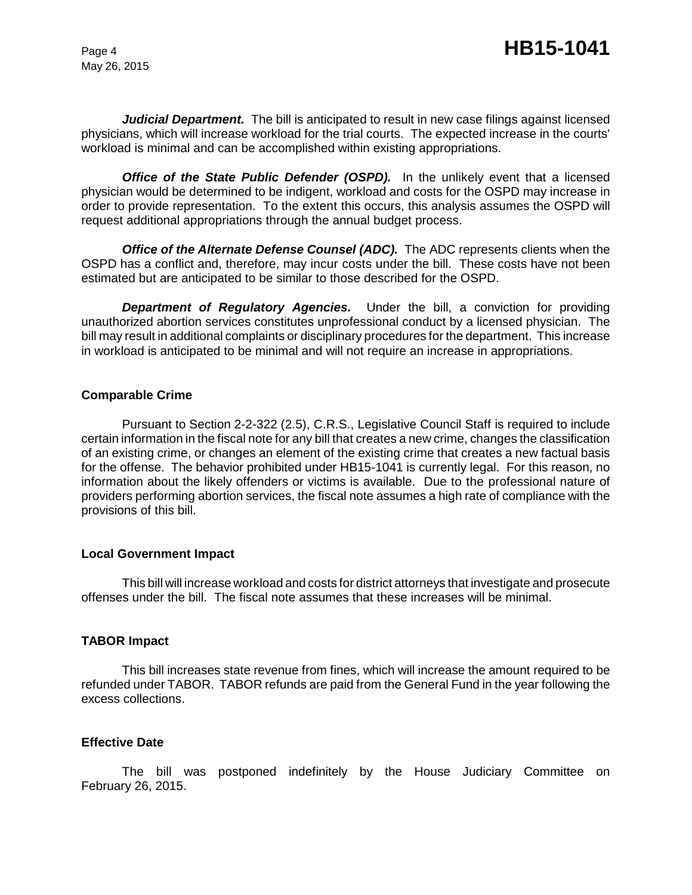***Judicial Department.*** The bill is anticipated to result in new case filings against licensed physicians, which will increase workload for the trial courts. The expected increase in the courts' workload is minimal and can be accomplished within existing appropriations.

***Office of the State Public Defender (OSPD).*** In the unlikely event that a licensed physician would be determined to be indigent, workload and costs for the OSPD may increase in order to provide representation. To the extent this occurs, this analysis assumes the OSPD will request additional appropriations through the annual budget process.

***Office of the Alternate Defense Counsel (ADC).*** The ADC represents clients when the OSPD has a conflict and, therefore, may incur costs under the bill. These costs have not been estimated but are anticipated to be similar to those described for the OSPD.

***Department of Regulatory Agencies.*** Under the bill, a conviction for providing unauthorized abortion services constitutes unprofessional conduct by a licensed physician. The bill may result in additional complaints or disciplinary procedures for the department. This increase in workload is anticipated to be minimal and will not require an increase in appropriations.

**Comparable Crime**

Pursuant to Section 2-2-322 (2.5), C.R.S., Legislative Council Staff is required to include certain information in the fiscal note for any bill that creates a new crime, changes the classification of an existing crime, or changes an element of the existing crime that creates a new factual basis for the offense. The behavior prohibited under HB15-1041 is currently legal. For this reason, no information about the likely offenders or victims is available. Due to the professional nature of providers performing abortion services, the fiscal note assumes a high rate of compliance with the provisions of this bill.

**Local Government Impact**

This bill will increase workload and costs for district attorneys that investigate and prosecute offenses under the bill. The fiscal note assumes that these increases will be minimal.

**TABOR Impact**

This bill increases state revenue from fines, which will increase the amount required to be refunded under TABOR. TABOR refunds are paid from the General Fund in the year following the excess collections.

**Effective Date**

The bill was postponed indefinitely by the House Judiciary Committee on February 26, 2015.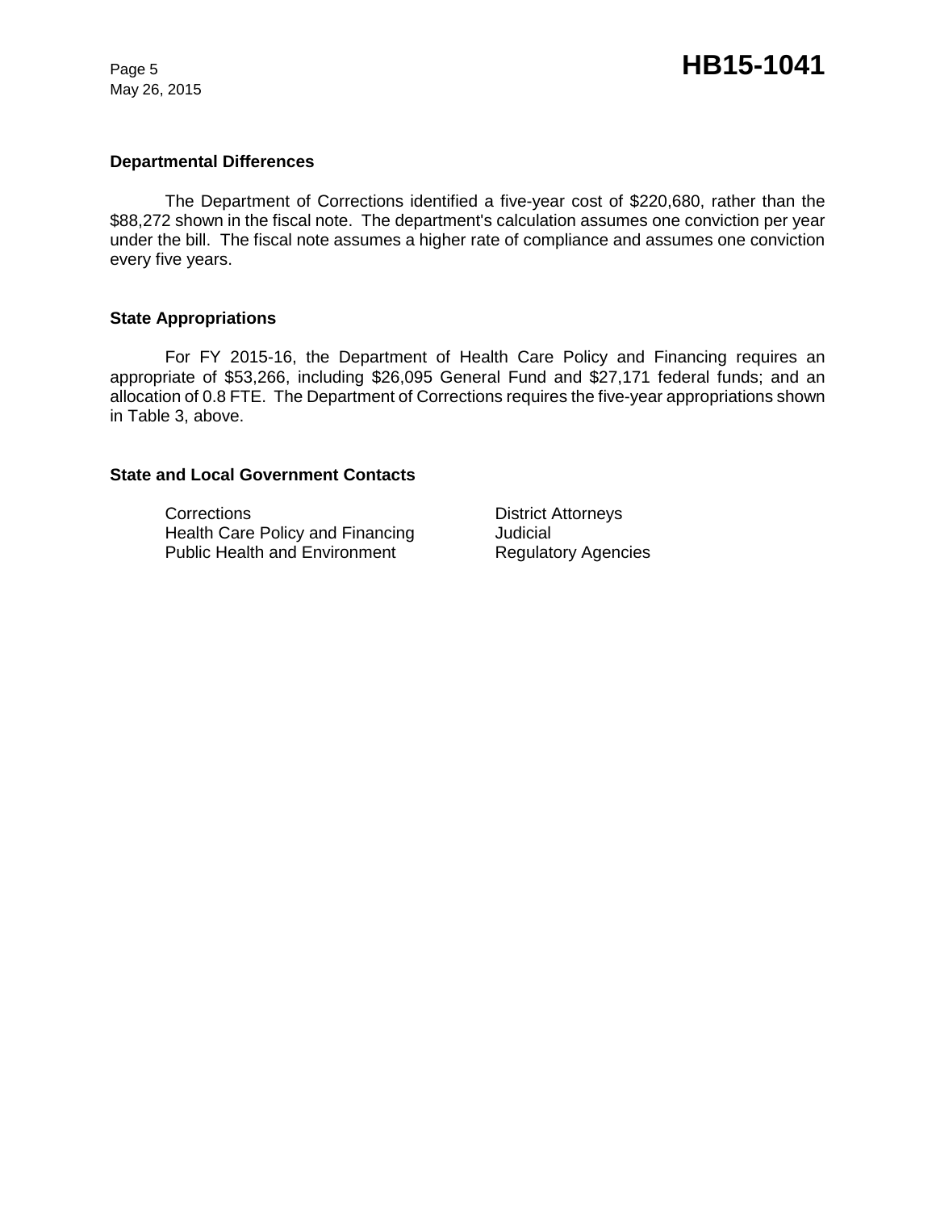### Departmental Differences

The Department of Corrections identified a five-year cost of $220,680, rather than the $88,272 shown in the fiscal note. The department's calculation assumes one conviction per year under the bill. The fiscal note assumes a higher rate of compliance and assumes one conviction every five years.

### State Appropriations

For FY 2015-16, the Department of Health Care Policy and Financing requires an appropriate of $53,266, including $26,095 General Fund and $27,171 federal funds; and an allocation of 0.8 FTE. The Department of Corrections requires the five-year appropriations shown in Table 3, above.

### State and Local Government Contacts

Corrections
Health Care Policy and Financing
Public Health and Environment
District Attorneys
Judicial
Regulatory Agencies